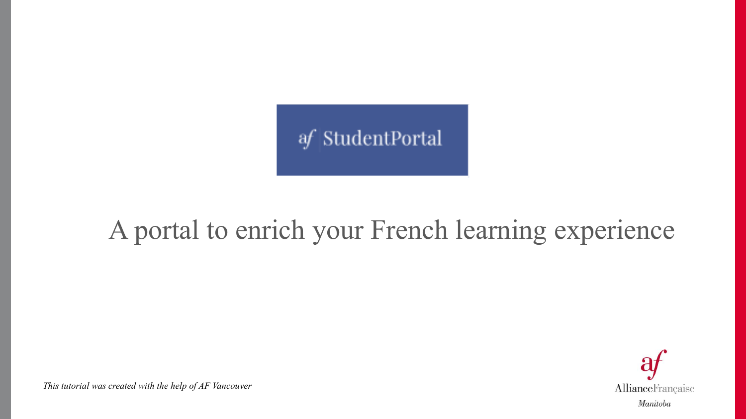af StudentPortal

# A portal to enrich your French learning experience

*This tutorial was created with the help of AF Vancouver*

af AllianceFrançaise *Manitoba*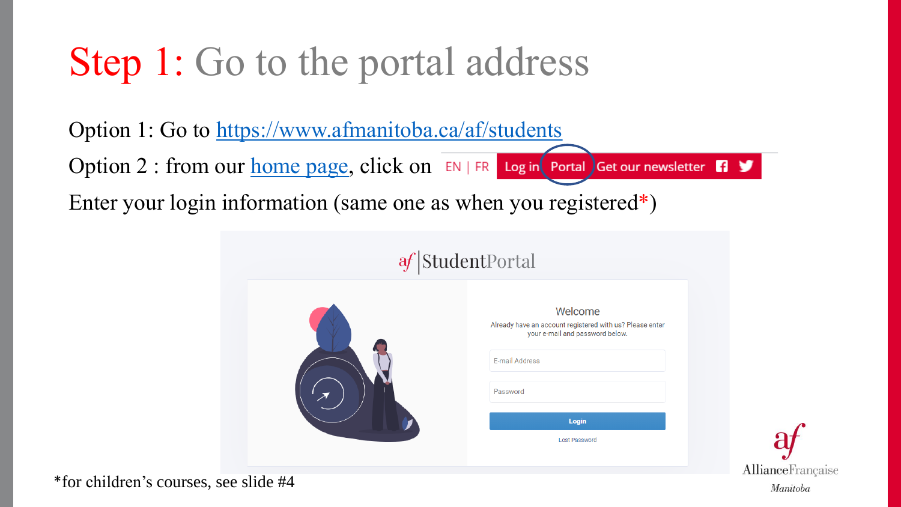# Step 1: Go to the portal address

Option 1: Go to [https://www.afmanitoba.ca/af/students](https://www.afmanitoba.ca/af/students)

Option 2 : from our [home page](#), click on EN | FR Log in **Portal** Get our newsletter

Enter your login information (same one as when you registered*)

*for children's courses, see slide #4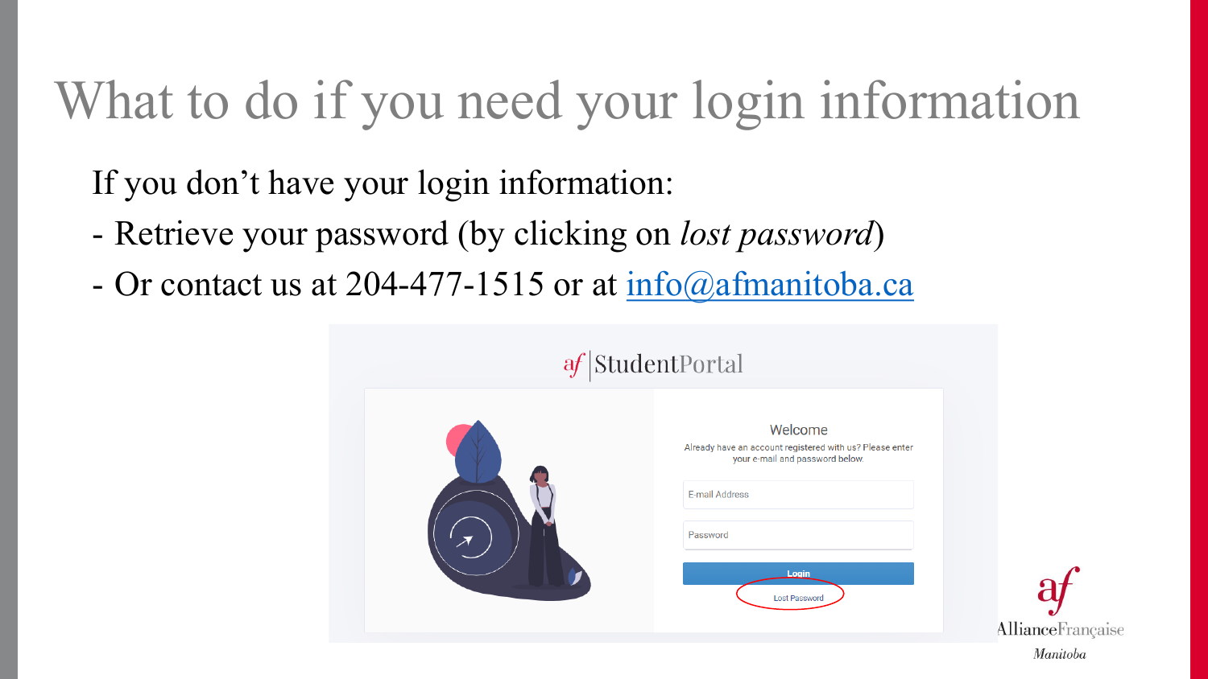# What to do if you need your login information

If you don't have your login information:

- Retrieve your password (by clicking on *lost password*)
- Or contact us at 204-477-1515 or at info@afmanitoba.ca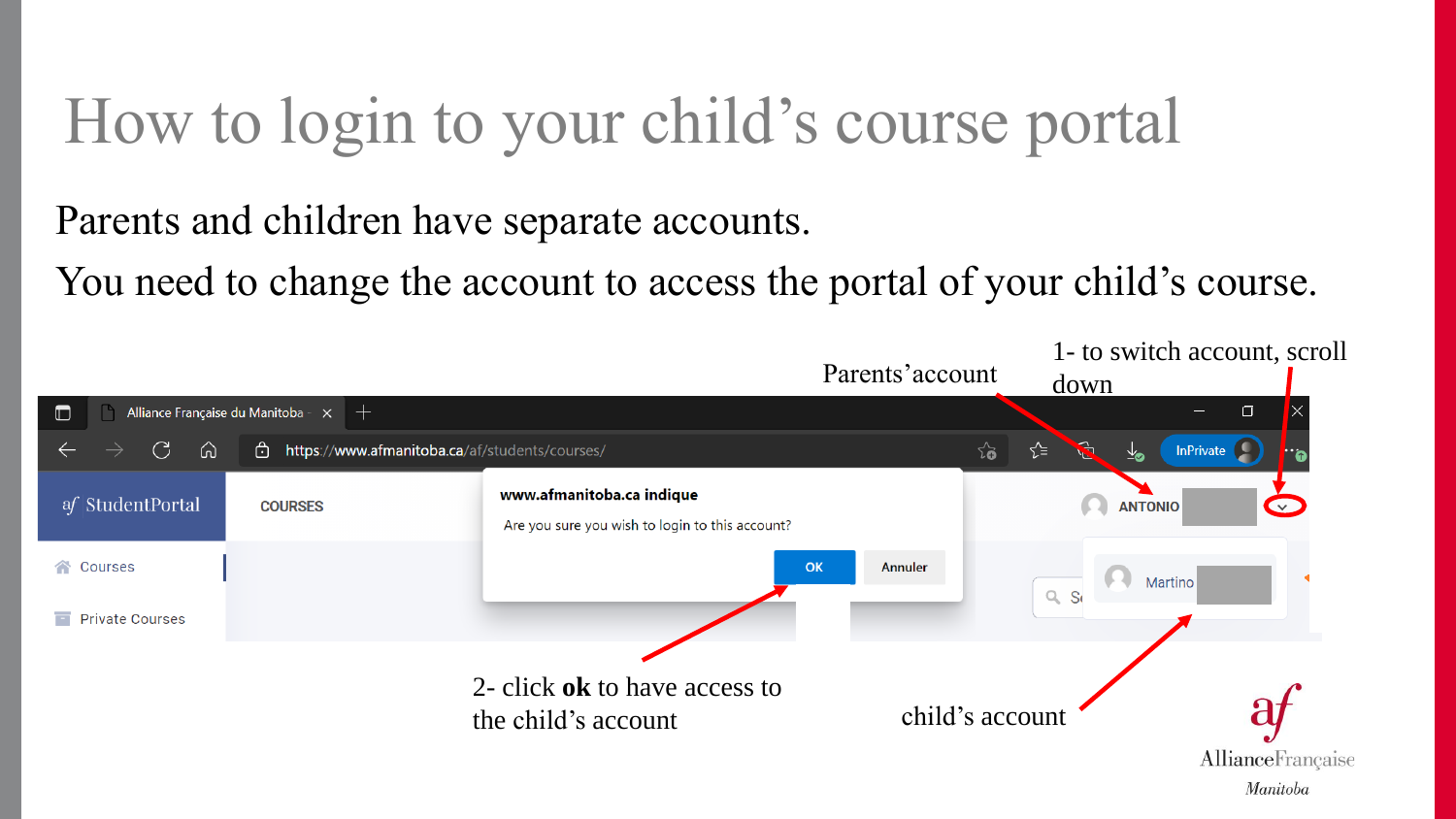# How to login to your child's course portal

Parents and children have separate accounts.

You need to change the account to access the portal of your child's course.

Parents'account

1- to switch account, scroll down

2- click **ok** to have access to the child's account

child's account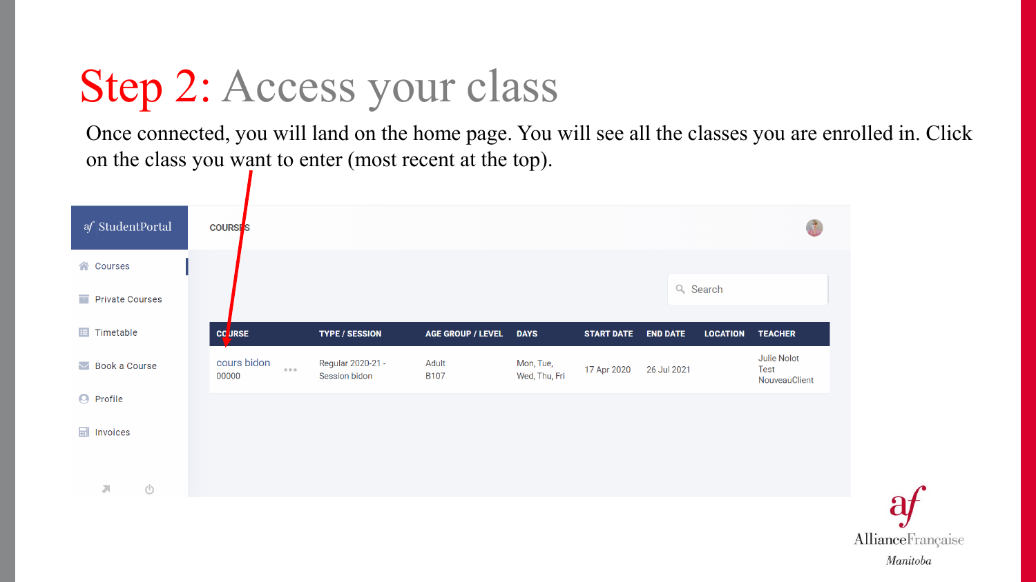# Step 2: Access your class

Once connected, you will land on the home page. You will see all the classes you are enrolled in. Click on the class you want to enter (most recent at the top).

af StudentPortal

COURSES

- Courses
- Private Courses
- Timetable
- Book a Course
- Profile
- Invoices

Search

| COURSE | TYPE / SESSION | AGE GROUP / LEVEL | DAYS | START DATE | END DATE | LOCATION | TEACHER |
|---|---|---|---|---|---|---|---|
| cours bidon 00000 | Regular 2020-21 - Session bidon | Adult B107 | Mon, Tue, Wed, Thu, Fri | 17 Apr 2020 | 26 Jul 2021 | | Julie Nolot Test NouveauClient |

Alliance Française
*Manitoba*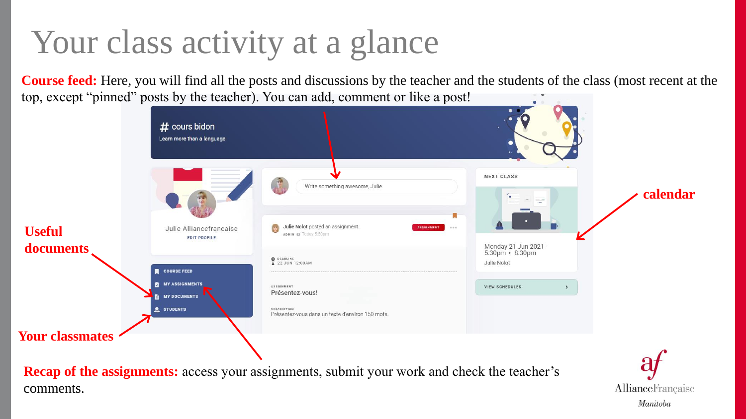# Your class activity at a glance

**Course feed:** Here, you will find all the posts and discussions by the teacher and the students of the class (most recent at the top, except "pinned" posts by the teacher). You can add, comment or like a post!

# cours bidon

Learn more than a language.

Julie Alliancefrancaise

EDIT PROFILE

- COURSE FEED
- MY ASSIGNMENTS
- MY DOCUMENTS
- STUDENTS

Write something awesome, Julie.

Julie Nolot posted an assignment. ASSIGNMENT

ADMIN Today 5:50pm

DEADLINE 22 JUN 12:00AM

ASSIGNMENT
Présentez-vous!

DESCRIPTION
Présentez-vous dans un texte d'environ 150 mots.

NEXT CLASS

Monday 21 Jun 2021 - 5:30pm ‣ 8:30pm

Julie Nolot

VIEW SCHEDULES

**calendar**

**Useful documents**

**Your classmates**

**Recap of the assignments:** access your assignments, submit your work and check the teacher's comments.

Alliance Française Manitoba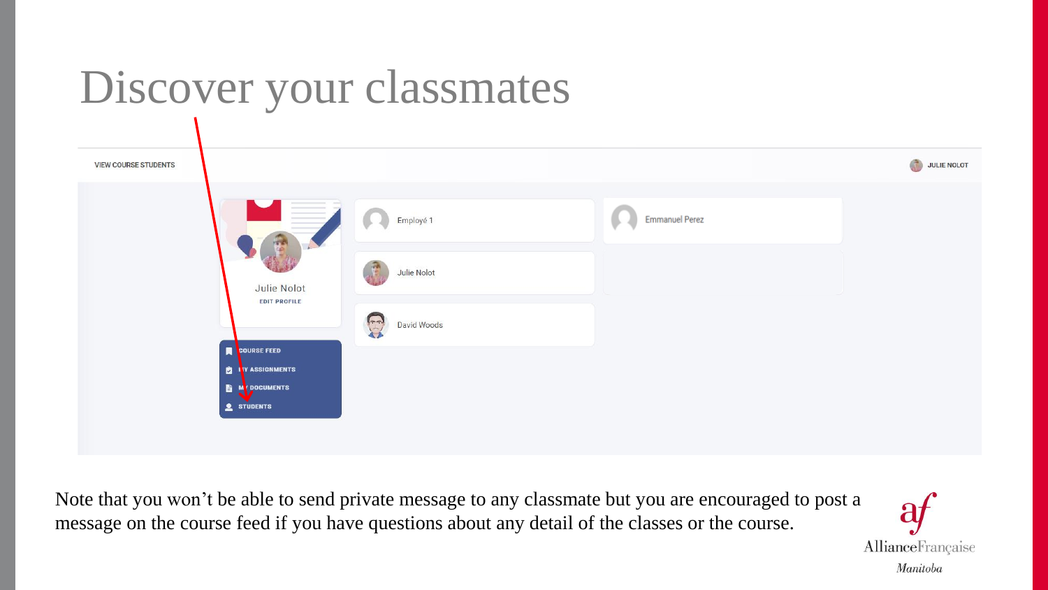# Discover your classmates

VIEW COURSE STUDENTS

JULIE NOLOT

Employé 1

Emmanuel Perez

Julie Nolot

EDIT PROFILE

Julie Nolot

David Woods

COURSE FEED

MY ASSIGNMENTS

MY DOCUMENTS

STUDENTS

Note that you won’t be able to send private message to any classmate but you are encouraged to post a message on the course feed if you have questions about any detail of the classes or the course.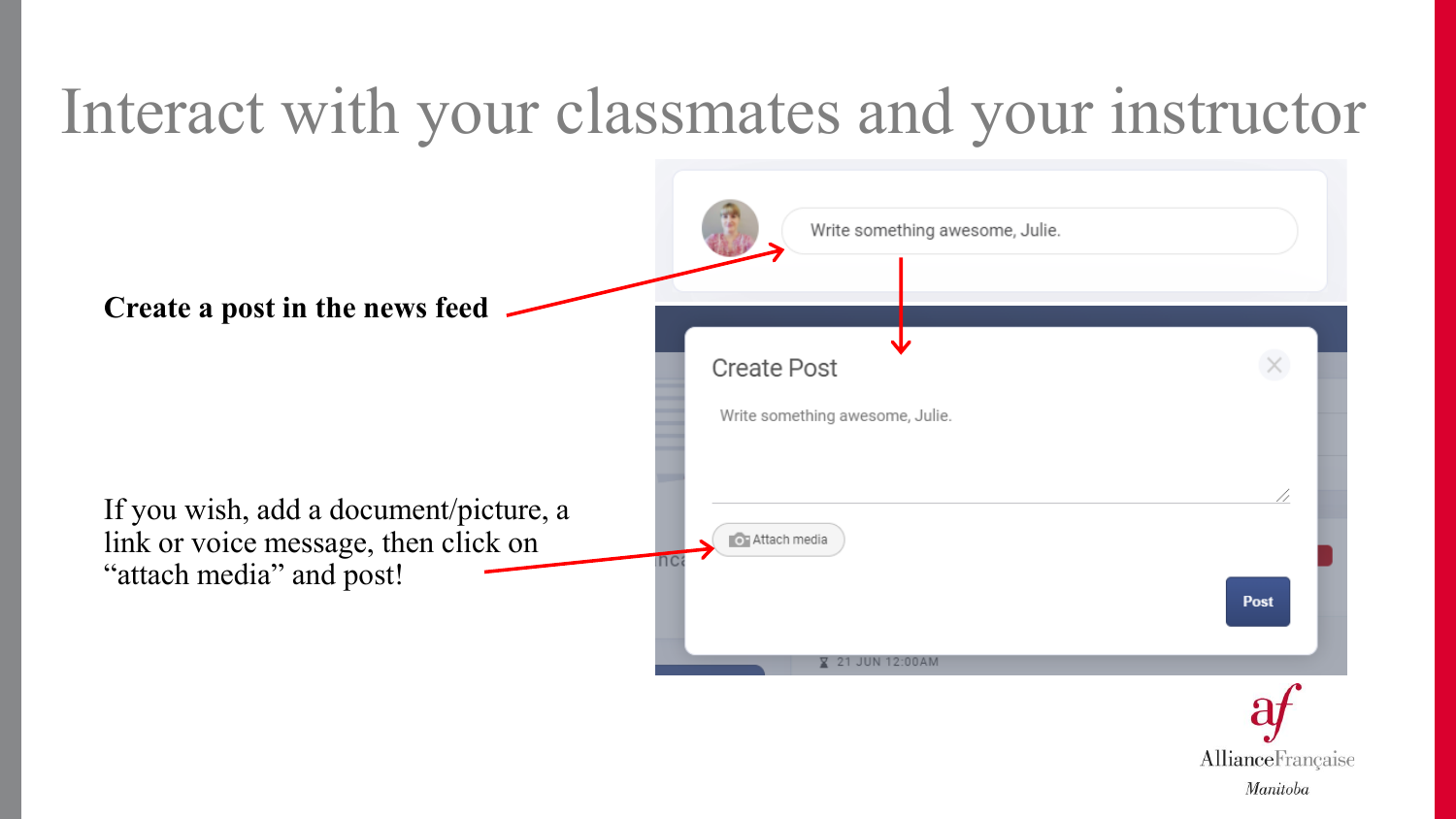# Interact with your classmates and your instructor

**Create a post in the news feed**

If you wish, add a document/picture, a link or voice message, then click on "attach media" and post!

Write something awesome, Julie.

Create Post

Write something awesome, Julie.

Attach media

Post

21 JUN 12:00AM

AllianceFrançaise

*Manitoba*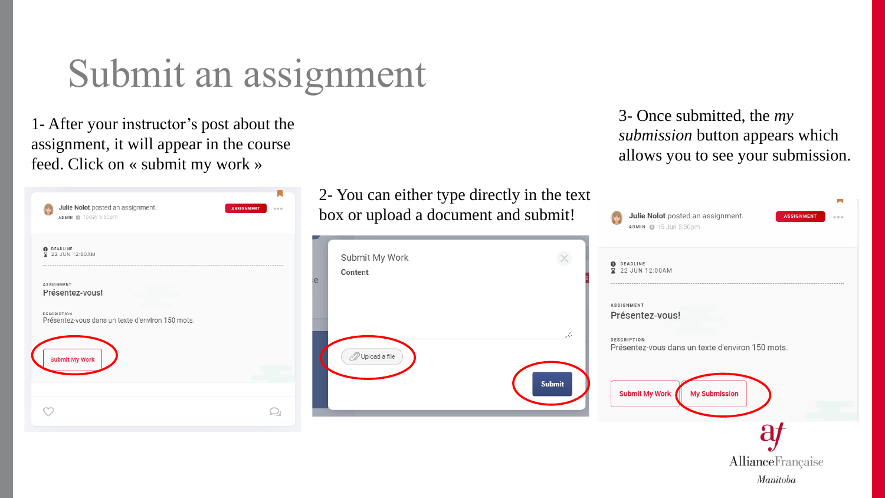# Submit an assignment

1- After your instructor's post about the assignment, it will appear in the course feed. Click on « submit my work »

Julie Nolot posted an assignment.
ADMIN Today 5:50pm
ASSIGNMENT

DEADLINE
22 JUN 12:00AM

ASSIGNMENT
Présentez-vous!

DESCRIPTION
Présentez-vous dans un texte d'environ 150 mots.

Submit My Work

2- You can either type directly in the text box or upload a document and submit!

Submit My Work
Content

Upload a file

Submit

3- Once submitted, the *my submission* button appears which allows you to see your submission.

Julie Nolot posted an assignment.
ADMIN 15 Jun 5:50pm
ASSIGNMENT

DEADLINE
22 JUN 12:00AM

ASSIGNMENT
Présentez-vous!

DESCRIPTION
Présentez-vous dans un texte d'environ 150 mots.

Submit My Work | My Submission

AllianceFrançaise
*Manitoba*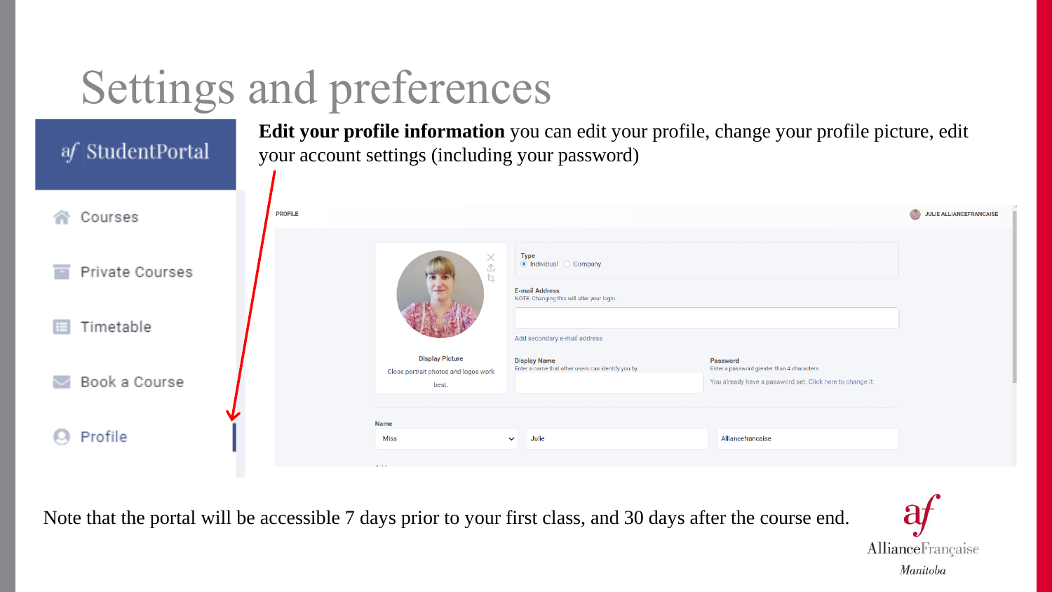# Settings and preferences

**Edit your profile information** you can edit your profile, change your profile picture, edit your account settings (including your password)

af StudentPortal

- Courses
- Private Courses
- Timetable
- Book a Course
- Profile

PROFILE

JULIE ALLIANCEFRANCAISE

Display Picture

Close portrait photos and logos work best.

Type

Individual Company

E-mail Address

NOTE: Changing this will alter your login.

Add secondary e-mail address

Display Name

Enter a name that other users can identify you by.

Password

Enter a password greater than 4 characters

You already have a password set. Click here to change it.

Name

Miss | Julie | Alliancefrancaise

Note that the portal will be accessible 7 days prior to your first class, and 30 days after the course end.

af AllianceFrançaise Manitoba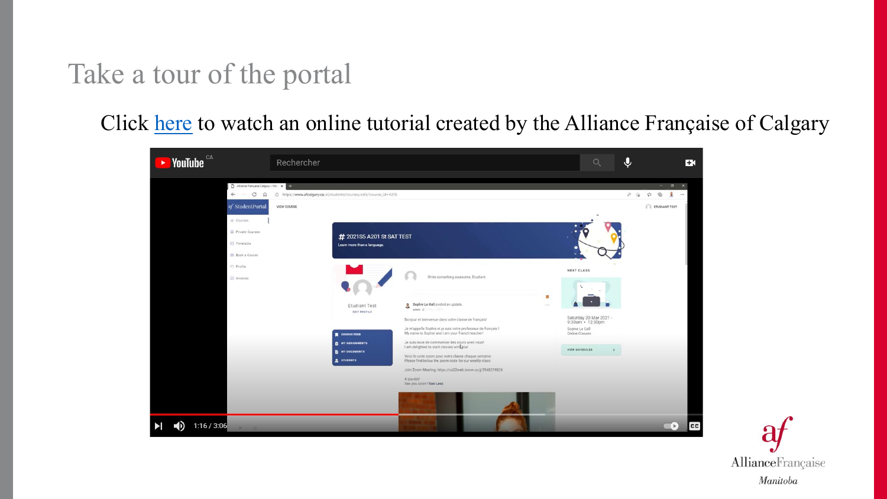# Take a tour of the portal

Click here to watch an online tutorial created by the Alliance Française of Calgary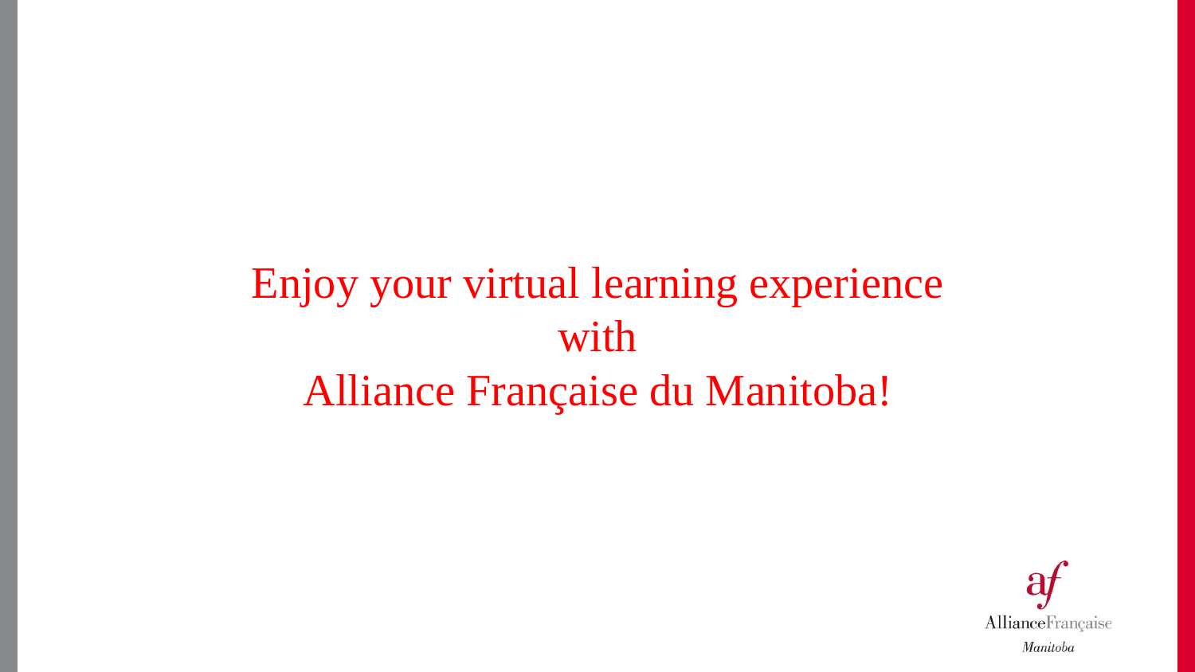Enjoy your virtual learning experience
with
Alliance Française du Manitoba!

af
AllianceFrançaise
*Manitoba*